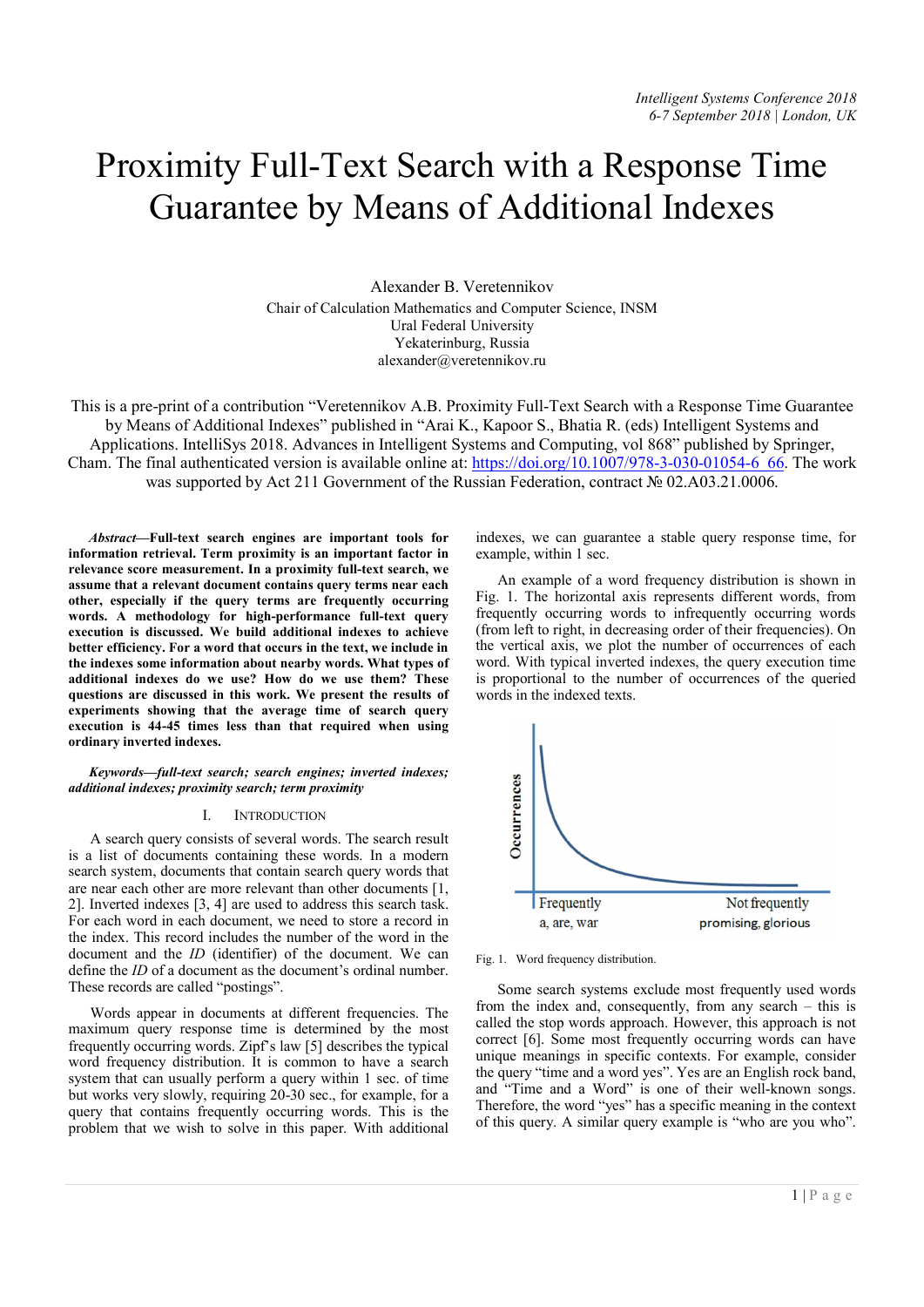# Proximity Full-Text Search with a Response Time Guarantee by Means of Additional Indexes

Alexander B. Veretennikov
Chair of Calculation Mathematics and Computer Science, INSM
Ural Federal University
Yekaterinburg, Russia
alexander@veretennikov.ru

This is a pre-print of a contribution "Veretennikov A.B. Proximity Full-Text Search with a Response Time Guarantee by Means of Additional Indexes" published in "Arai K., Kapoor S., Bhatia R. (eds) Intelligent Systems and Applications. IntelliSys 2018. Advances in Intelligent Systems and Computing, vol 868" published by Springer, Cham. The final authenticated version is available online at: https://doi.org/10.1007/978-3-030-01054-6_66. The work was supported by Act 211 Government of the Russian Federation, contract № 02.A03.21.0006.

***Abstract*—Full-text search engines are important tools for information retrieval. Term proximity is an important factor in relevance score measurement. In a proximity full-text search, we assume that a relevant document contains query terms near each other, especially if the query terms are frequently occurring words. A methodology for high-performance full-text query execution is discussed. We build additional indexes to achieve better efficiency. For a word that occurs in the text, we include in the indexes some information about nearby words. What types of additional indexes do we use? How do we use them? These questions are discussed in this work. We present the results of experiments showing that the average time of search query execution is 44-45 times less than that required when using ordinary inverted indexes.**

***Keywords*—full-text search; search engines; inverted indexes; additional indexes; proximity search; term proximity**

## I. Introduction

A search query consists of several words. The search result is a list of documents containing these words. In a modern search system, documents that contain search query words that are near each other are more relevant than other documents [1, 2]. Inverted indexes [3, 4] are used to address this search task. For each word in each document, we need to store a record in the index. This record includes the number of the word in the document and the *ID* (identifier) of the document. We can define the *ID* of a document as the document's ordinal number. These records are called "postings".

Words appear in documents at different frequencies. The maximum query response time is determined by the most frequently occurring words. Zipf's law [5] describes the typical word frequency distribution. It is common to have a search system that can usually perform a query within 1 sec. of time but works very slowly, requiring 20-30 sec., for example, for a query that contains frequently occurring words. This is the problem that we wish to solve in this paper. With additional indexes, we can guarantee a stable query response time, for example, within 1 sec.

An example of a word frequency distribution is shown in Fig. 1. The horizontal axis represents different words, from frequently occurring words to infrequently occurring words (from left to right, in decreasing order of their frequencies). On the vertical axis, we plot the number of occurrences of each word. With typical inverted indexes, the query execution time is proportional to the number of occurrences of the queried words in the indexed texts.

Fig. 1. Word frequency distribution.

Some search systems exclude most frequently used words from the index and, consequently, from any search – this is called the stop words approach. However, this approach is not correct [6]. Some most frequently occurring words can have unique meanings in specific contexts. For example, consider the query "time and a word yes". Yes are an English rock band, and "Time and a Word" is one of their well-known songs. Therefore, the word "yes" has a specific meaning in the context of this query. A similar query example is "who are you who".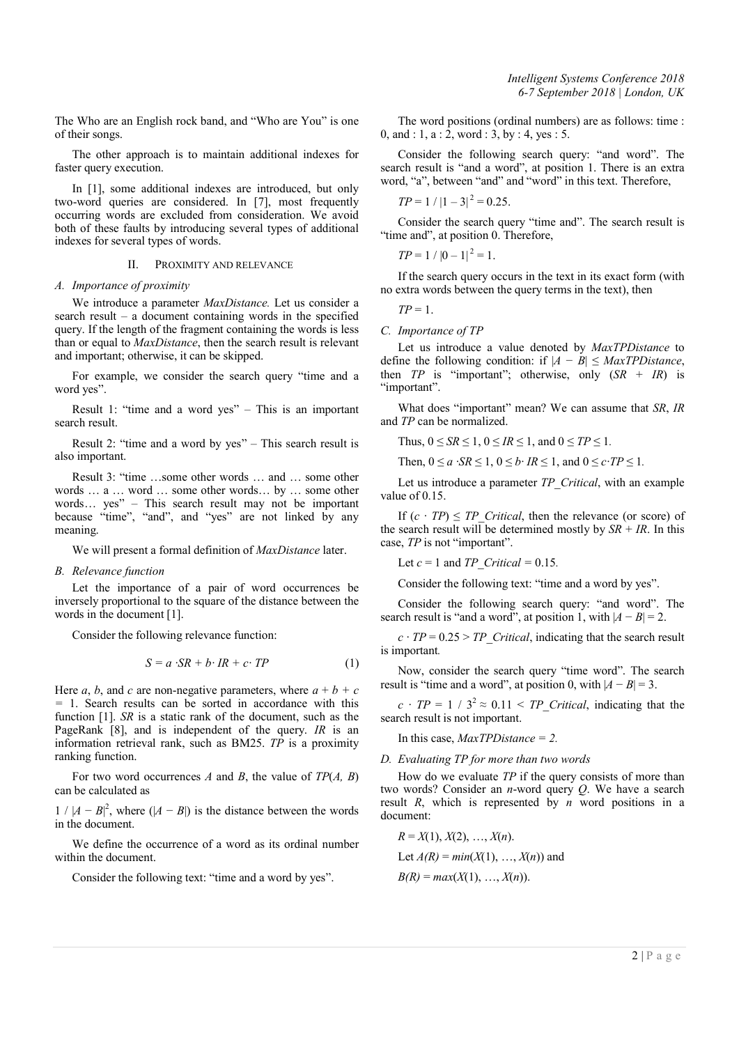The Who are an English rock band, and "Who are You" is one of their songs.

The other approach is to maintain additional indexes for faster query execution.

In [1], some additional indexes are introduced, but only two-word queries are considered. In [7], most frequently occurring words are excluded from consideration. We avoid both of these faults by introducing several types of additional indexes for several types of words.

## II. Proximity and Relevance

### A. Importance of proximity

We introduce a parameter *MaxDistance.* Let us consider a search result – a document containing words in the specified query. If the length of the fragment containing the words is less than or equal to *MaxDistance*, then the search result is relevant and important; otherwise, it can be skipped.

For example, we consider the search query "time and a word yes".

Result 1: "time and a word yes" – This is an important search result.

Result 2: "time and a word by yes" – This search result is also important.

Result 3: "time …some other words … and … some other words … a … word … some other words… by … some other words… yes" – This search result may not be important because "time", "and", and "yes" are not linked by any meaning.

We will present a formal definition of *MaxDistance* later.

### B. Relevance function

Let the importance of a pair of word occurrences be inversely proportional to the square of the distance between the words in the document [1].

Consider the following relevance function:

$$S = a \cdot SR + b \cdot IR + c \cdot TP \tag{1}$$

Here $a$, $b$, and $c$ are non-negative parameters, where $a + b + c = 1$. Search results can be sorted in accordance with this function [1]. $SR$ is a static rank of the document, such as the PageRank [8], and is independent of the query. $IR$ is an information retrieval rank, such as BM25. $TP$ is a proximity ranking function.

For two word occurrences $A$ and $B$, the value of $TP(A, B)$ can be calculated as

$1 / |A - B|^2$, where ($|A - B|$) is the distance between the words in the document.

We define the occurrence of a word as its ordinal number within the document.

Consider the following text: "time and a word by yes".

The word positions (ordinal numbers) are as follows: time : 0, and : 1, a : 2, word : 3, by : 4, yes : 5.

Consider the following search query: "and word". The search result is "and a word", at position 1. There is an extra word, "a", between "and" and "word" in this text. Therefore,

$TP = 1 / |1 - 3|^2 = 0.25$.

Consider the search query "time and". The search result is "time and", at position 0. Therefore,

$TP = 1 / |0 - 1|^2 = 1$.

If the search query occurs in the text in its exact form (with no extra words between the query terms in the text), then

$TP = 1$.

### C. Importance of TP

Let us introduce a value denoted by *MaxTPDistance* to define the following condition: if $|A - B| \leq MaxTPDistance$, then $TP$ is "important"; otherwise, only ($SR + IR$) is "important".

What does "important" mean? We can assume that $SR$, $IR$ and $TP$ can be normalized.

Thus, $0 \leq SR \leq 1$, $0 \leq IR \leq 1$, and $0 \leq TP \leq 1$.

Then, $0 \leq a \cdot SR \leq 1$, $0 \leq b \cdot IR \leq 1$, and $0 \leq c \cdot TP \leq 1$.

Let us introduce a parameter *TP_Critical*, with an example value of 0.15.

If ($c \cdot TP$) $\leq$ *TP_Critical*, then the relevance (or score) of the search result will be determined mostly by $SR + IR$. In this case, $TP$ is not "important".

Let $c = 1$ and *TP_Critical* = 0.15.

Consider the following text: "time and a word by yes".

Consider the following search query: "and word". The search result is "and a word", at position 1, with $|A - B| = 2$.

$c \cdot TP = 0.25 >$ *TP_Critical*, indicating that the search result is important.

Now, consider the search query "time word". The search result is "time and a word", at position 0, with $|A - B| = 3$.

$c \cdot TP = 1 / 3^2 \approx 0.11 <$ *TP_Critical*, indicating that the search result is not important.

In this case, *MaxTPDistance* = 2.

### D. Evaluating TP for more than two words

How do we evaluate $TP$ if the query consists of more than two words? Consider an $n$-word query $Q$. We have a search result $R$, which is represented by $n$ word positions in a document:

$R = X(1), X(2), \ldots, X(n)$.

Let $A(R) = min(X(1), \ldots, X(n))$ and

$B(R) = max(X(1), \ldots, X(n))$.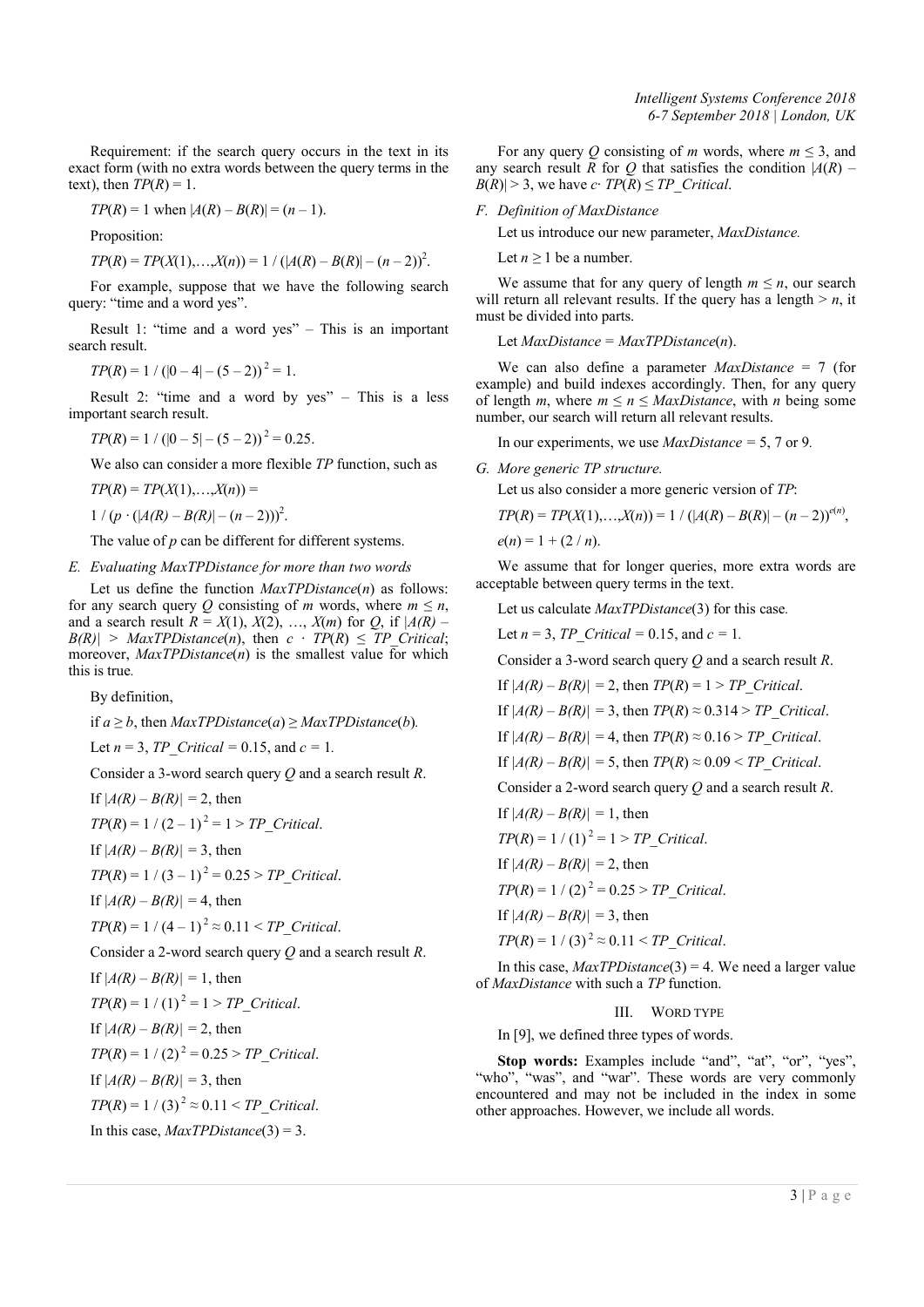Requirement: if the search query occurs in the text in its exact form (with no extra words between the query terms in the text), then $TP(R) = 1$.

$TP(R) = 1$ when $|A(R) – B(R)| = (n – 1)$.

Proposition:

$TP(R) = TP(X(1),…,X(n)) = 1 / (|A(R) – B(R)| – (n – 2))^2$.

For example, suppose that we have the following search query: “time and a word yes”.

Result 1: “time and a word yes” – This is an important search result.

$TP(R) = 1 / (|0 – 4| – (5 – 2))^2 = 1$.

Result 2: “time and a word by yes” – This is a less important search result.

$TP(R) = 1 / (|0 – 5| – (5 – 2))^2 = 0.25$.

We also can consider a more flexible *TP* function, such as

$TP(R) = TP(X(1),…,X(n)) =$

$1 / (p \cdot (|A(R) – B(R)| – (n – 2)))^2$.

The value of *p* can be different for different systems.

### E. Evaluating MaxTPDistance for more than two words

Let us define the function *MaxTPDistance*(*n*) as follows: for any search query *Q* consisting of *m* words, where $m \le n$, and a search result $R = X(1), X(2), …, X(m)$ for *Q*, if $|A(R) – B(R)| > MaxTPDistance(n)$, then $c \cdot TP(R) \le TP\_Critical$; moreover, *MaxTPDistance*(*n*) is the smallest value for which this is true.

By definition,

if $a \ge b$, then $MaxTPDistance(a) \ge MaxTPDistance(b)$.

Let $n = 3$, $TP\_Critical = 0.15$, and $c = 1$.

Consider a 3-word search query *Q* and a search result *R*.

If $|A(R) – B(R)| = 2$, then

$TP(R) = 1 / (2 – 1)^2 = 1 > TP\_Critical$.

If $|A(R) – B(R)| = 3$, then

$TP(R) = 1 / (3 – 1)^2 = 0.25 > TP\_Critical$.

If $|A(R) – B(R)| = 4$, then

$TP(R) = 1 / (4 – 1)^2 \approx 0.11 < TP\_Critical$.

Consider a 2-word search query *Q* and a search result *R*.

If $|A(R) – B(R)| = 1$, then

$TP(R) = 1 / (1)^2 = 1 > TP\_Critical$.

If $|A(R) – B(R)| = 2$, then

$TP(R) = 1 / (2)^2 = 0.25 > TP\_Critical$.

If $|A(R) – B(R)| = 3$, then

$TP(R) = 1 / (3)^2 \approx 0.11 < TP\_Critical$.

In this case, $MaxTPDistance(3) = 3$.

For any query *Q* consisting of *m* words, where $m \le 3$, and any search result *R* for *Q* that satisfies the condition $|A(R) – B(R)| > 3$, we have $c \cdot TP(R) \le TP\_Critical$.

### F. Definition of MaxDistance

Let us introduce our new parameter, *MaxDistance.*

Let $n \ge 1$ be a number.

We assume that for any query of length $m \le n$, our search will return all relevant results. If the query has a length $> n$, it must be divided into parts.

Let $MaxDistance = MaxTPDistance(n)$.

We can also define a parameter $MaxDistance = 7$ (for example) and build indexes accordingly. Then, for any query of length *m*, where $m \le n \le MaxDistance$, with *n* being some number, our search will return all relevant results.

In our experiments, we use *MaxDistance* = 5, 7 or 9.

### G. More generic TP structure.

Let us also consider a more generic version of *TP*:

$TP(R) = TP(X(1),…,X(n)) = 1 / (|A(R) – B(R)| – (n – 2))^{e(n)}$,

$e(n) = 1 + (2 / n)$.

We assume that for longer queries, more extra words are acceptable between query terms in the text.

Let us calculate *MaxTPDistance*(3) for this case.

Let $n = 3$, $TP\_Critical = 0.15$, and $c = 1$.

Consider a 3-word search query *Q* and a search result *R*.

If $|A(R) – B(R)| = 2$, then $TP(R) = 1 > TP\_Critical$.

If $|A(R) – B(R)| = 3$, then $TP(R) \approx 0.314 > TP\_Critical$.

If $|A(R) – B(R)| = 4$, then $TP(R) \approx 0.16 > TP\_Critical$.

If $|A(R) – B(R)| = 5$, then $TP(R) \approx 0.09 < TP\_Critical$.

Consider a 2-word search query *Q* and a search result *R*.

If $|A(R) – B(R)| = 1$, then

$TP(R) = 1 / (1)^2 = 1 > TP\_Critical$.

If $|A(R) – B(R)| = 2$, then

$TP(R) = 1 / (2)^2 = 0.25 > TP\_Critical$.

If $|A(R) – B(R)| = 3$, then

$TP(R) = 1 / (3)^2 \approx 0.11 < TP\_Critical$.

In this case, $MaxTPDistance(3) = 4$. We need a larger value of *MaxDistance* with such a *TP* function.

## III. Word Type

In [9], we defined three types of words.

**Stop words:** Examples include “and”, “at”, “or”, “yes”, “who”, “was”, and “war”. These words are very commonly encountered and may not be included in the index in some other approaches. However, we include all words.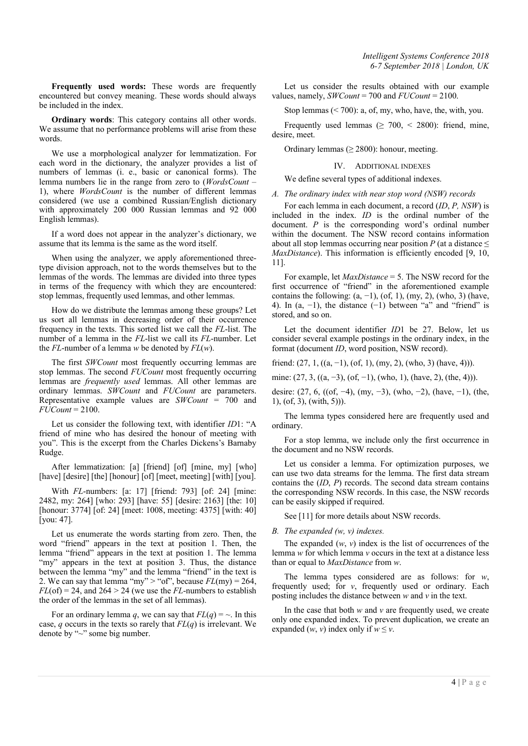**Frequently used words:** These words are frequently encountered but convey meaning. These words should always be included in the index.

**Ordinary words**: This category contains all other words. We assume that no performance problems will arise from these words.

We use a morphological analyzer for lemmatization. For each word in the dictionary, the analyzer provides a list of numbers of lemmas (i. e., basic or canonical forms). The lemma numbers lie in the range from zero to (*WordsCount* – 1), where *WordsCount* is the number of different lemmas considered (we use a combined Russian/English dictionary with approximately 200 000 Russian lemmas and 92 000 English lemmas).

If a word does not appear in the analyzer's dictionary, we assume that its lemma is the same as the word itself.

When using the analyzer, we apply aforementioned three-type division approach, not to the words themselves but to the lemmas of the words. The lemmas are divided into three types in terms of the frequency with which they are encountered: stop lemmas, frequently used lemmas, and other lemmas.

How do we distribute the lemmas among these groups? Let us sort all lemmas in decreasing order of their occurrence frequency in the texts. This sorted list we call the *FL*-list. The number of a lemma in the *FL*-list we call its *FL*-number. Let the *FL*-number of a lemma $w$ be denoted by $FL(w)$.

The first *SWCount* most frequently occurring lemmas are stop lemmas. The second *FUCount* most frequently occurring lemmas are *frequently used* lemmas. All other lemmas are ordinary lemmas. *SWCount* and *FUCount* are parameters. Representative example values are *SWCount* = 700 and *FUCount* = 2100.

Let us consider the following text, with identifier *ID*1: "A friend of mine who has desired the honour of meeting with you". This is the excerpt from the Charles Dickens's Barnaby Rudge.

After lemmatization: [a] [friend] [of] [mine, my] [who] [have] [desire] [the] [honour] [of] [meet, meeting] [with] [you].

With *FL*-numbers: [a: 17] [friend: 793] [of: 24] [mine: 2482, my: 264] [who: 293] [have: 55] [desire: 2163] [the: 10] [honour: 3774] [of: 24] [meet: 1008, meeting: 4375] [with: 40] [you: 47].

Let us enumerate the words starting from zero. Then, the word "friend" appears in the text at position 1. Then, the lemma "friend" appears in the text at position 1. The lemma "my" appears in the text at position 3. Thus, the distance between the lemma "my" and the lemma "friend" in the text is 2. We can say that lemma "my" > "of", because $FL(\text{my}) = 264$, $FL(\text{of}) = 24$, and $264 > 24$ (we use the *FL*-numbers to establish the order of the lemmas in the set of all lemmas).

For an ordinary lemma $q$, we can say that $FL(q) = \sim$. In this case, $q$ occurs in the texts so rarely that $FL(q)$ is irrelevant. We denote by "~" some big number.

Let us consider the results obtained with our example values, namely, *SWCount* = 700 and *FUCount* = 2100.

Stop lemmas (< 700): a, of, my, who, have, the, with, you.

Frequently used lemmas (≥ 700, < 2800): friend, mine, desire, meet.

Ordinary lemmas (≥ 2800): honour, meeting.

## IV. ADDITIONAL INDEXES

We define several types of additional indexes.

### A. The ordinary index with near stop word (NSW) records

For each lemma in each document, a record (*ID*, *P*, *NSW*) is included in the index. *ID* is the ordinal number of the document. *P* is the corresponding word's ordinal number within the document. The NSW record contains information about all stop lemmas occurring near position *P* (at a distance ≤ *MaxDistance*). This information is efficiently encoded [9, 10, 11].

For example, let *MaxDistance* = 5. The NSW record for the first occurrence of "friend" in the aforementioned example contains the following: (a, −1), (of, 1), (my, 2), (who, 3) (have, 4). In (a, −1), the distance (−1) between "a" and "friend" is stored, and so on.

Let the document identifier *ID*1 be 27. Below, let us consider several example postings in the ordinary index, in the format (document *ID*, word position, NSW record).

friend: (27, 1, ((a, −1), (of, 1), (my, 2), (who, 3) (have, 4))).

mine: (27, 3, ((a, −3), (of, −1), (who, 1), (have, 2), (the, 4))).

desire: (27, 6, ((of, −4), (my, −3), (who, −2), (have, −1), (the, 1), (of, 3), (with, 5))).

The lemma types considered here are frequently used and ordinary.

For a stop lemma, we include only the first occurrence in the document and no NSW records.

Let us consider a lemma. For optimization purposes, we can use two data streams for the lemma. The first data stream contains the (*ID*, *P*) records. The second data stream contains the corresponding NSW records. In this case, the NSW records can be easily skipped if required.

See [11] for more details about NSW records.

### B. The expanded (w, v) indexes.

The expanded ($w$, $v$) index is the list of occurrences of the lemma $w$ for which lemma $v$ occurs in the text at a distance less than or equal to *MaxDistance* from $w$.

The lemma types considered are as follows: for $w$, frequently used; for $v$, frequently used or ordinary. Each posting includes the distance between $w$ and $v$ in the text.

In the case that both $w$ and $v$ are frequently used, we create only one expanded index. To prevent duplication, we create an expanded ($w$, $v$) index only if $w \le v$.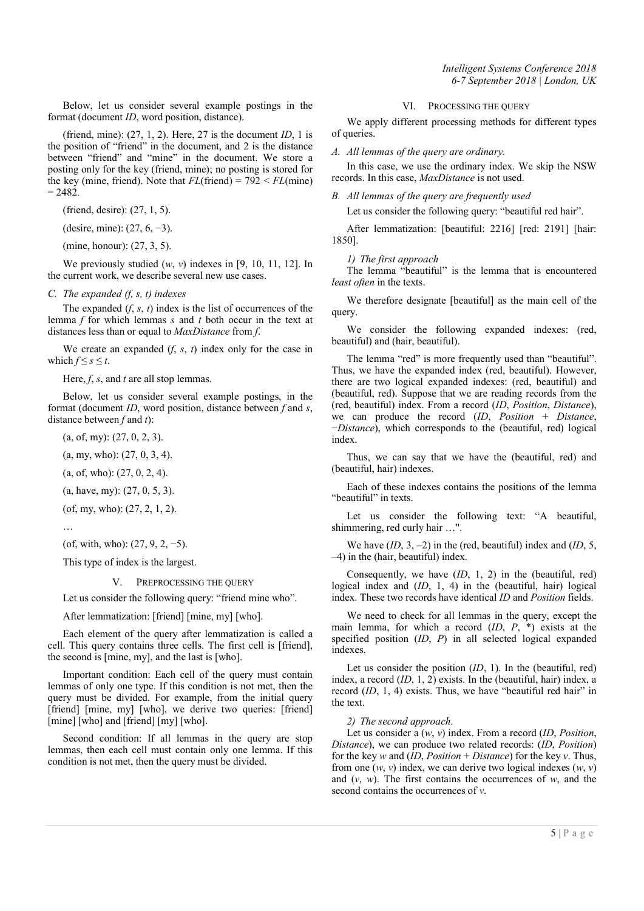Below, let us consider several example postings in the format (document *ID*, word position, distance).

(friend, mine): (27, 1, 2). Here, 27 is the document *ID*, 1 is the position of "friend" in the document, and 2 is the distance between "friend" and "mine" in the document. We store a posting only for the key (friend, mine); no posting is stored for the key (mine, friend). Note that *FL*(friend) = 792 < *FL*(mine) = 2482.

(friend, desire): (27, 1, 5).

(desire, mine): (27, 6, −3).

(mine, honour): (27, 3, 5).

We previously studied (*w*, *v*) indexes in [9, 10, 11, 12]. In the current work, we describe several new use cases.

### C. The expanded (f, s, t) indexes

The expanded (*f*, *s*, *t*) index is the list of occurrences of the lemma *f* for which lemmas *s* and *t* both occur in the text at distances less than or equal to *MaxDistance* from *f*.

We create an expanded (*f*, *s*, *t*) index only for the case in which $f \le s \le t$.

Here, *f*, *s*, and *t* are all stop lemmas.

Below, let us consider several example postings, in the format (document *ID*, word position, distance between *f* and *s*, distance between *f* and *t*):

(a, of, my): (27, 0, 2, 3).

(a, my, who): (27, 0, 3, 4).

(a, of, who): (27, 0, 2, 4).

(a, have, my): (27, 0, 5, 3).

(of, my, who): (27, 2, 1, 2).

…

(of, with, who): (27, 9, 2, −5).

This type of index is the largest.

## V. Preprocessing the Query

Let us consider the following query: "friend mine who".

After lemmatization: [friend] [mine, my] [who].

Each element of the query after lemmatization is called a cell. This query contains three cells. The first cell is [friend], the second is [mine, my], and the last is [who].

Important condition: Each cell of the query must contain lemmas of only one type. If this condition is not met, then the query must be divided. For example, from the initial query [friend] [mine, my] [who], we derive two queries: [friend] [mine] [who] and [friend] [my] [who].

Second condition: If all lemmas in the query are stop lemmas, then each cell must contain only one lemma. If this condition is not met, then the query must be divided.

## VI. Processing the Query

We apply different processing methods for different types of queries.

### A. All lemmas of the query are ordinary.

In this case, we use the ordinary index. We skip the NSW records. In this case, *MaxDistance* is not used.

### B. All lemmas of the query are frequently used

Let us consider the following query: "beautiful red hair".

After lemmatization: [beautiful: 2216] [red: 2191] [hair: 1850].

#### 1) The first approach

The lemma "beautiful" is the lemma that is encountered *least often* in the texts.

We therefore designate [beautiful] as the main cell of the query.

We consider the following expanded indexes: (red, beautiful) and (hair, beautiful).

The lemma "red" is more frequently used than "beautiful". Thus, we have the expanded index (red, beautiful). However, there are two logical expanded indexes: (red, beautiful) and (beautiful, red). Suppose that we are reading records from the (red, beautiful) index. From a record (*ID*, *Position*, *Distance*), we can produce the record (*ID*, *Position* + *Distance*, −*Distance*), which corresponds to the (beautiful, red) logical index.

Thus, we can say that we have the (beautiful, red) and (beautiful, hair) indexes.

Each of these indexes contains the positions of the lemma "beautiful" in texts.

Let us consider the following text: "A beautiful, shimmering, red curly hair …".

We have (*ID*, 3, –2) in the (red, beautiful) index and (*ID*, 5, –4) in the (hair, beautiful) index.

Consequently, we have (*ID*, 1, 2) in the (beautiful, red) logical index and (*ID*, 1, 4) in the (beautiful, hair) logical index. These two records have identical *ID* and *Position* fields.

We need to check for all lemmas in the query, except the main lemma, for which a record (*ID*, *P*, *) exists at the specified position (*ID*, *P*) in all selected logical expanded indexes.

Let us consider the position (*ID*, 1). In the (beautiful, red) index, a record (*ID*, 1, 2) exists. In the (beautiful, hair) index, a record (*ID*, 1, 4) exists. Thus, we have "beautiful red hair" in the text.

#### 2) The second approach.

Let us consider a (*w*, *v*) index. From a record (*ID*, *Position*, *Distance*), we can produce two related records: (*ID*, *Position*) for the key *w* and (*ID*, *Position* + *Distance*) for the key *v*. Thus, from one (*w*, *v*) index, we can derive two logical indexes (*w*, *v*) and (*v*, *w*). The first contains the occurrences of *w*, and the second contains the occurrences of *v*.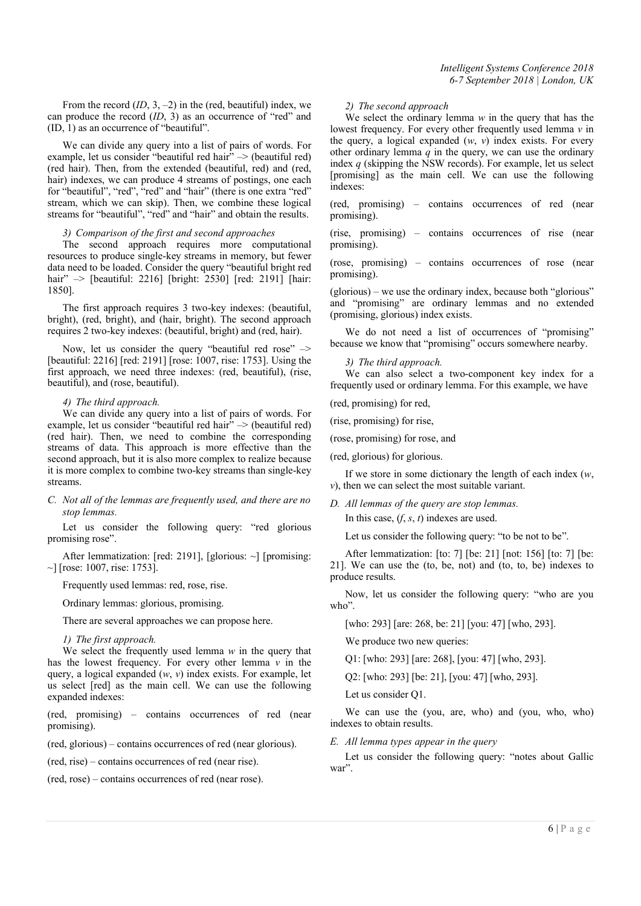From the record ($ID$, 3, –2) in the (red, beautiful) index, we can produce the record ($ID$, 3) as an occurrence of "red" and (ID, 1) as an occurrence of "beautiful".

We can divide any query into a list of pairs of words. For example, let us consider "beautiful red hair" –> (beautiful red) (red hair). Then, from the extended (beautiful, red) and (red, hair) indexes, we can produce 4 streams of postings, one each for "beautiful", "red", "red" and "hair" (there is one extra "red" stream, which we can skip). Then, we combine these logical streams for "beautiful", "red" and "hair" and obtain the results.

#### 3) Comparison of the first and second approaches

The second approach requires more computational resources to produce single-key streams in memory, but fewer data need to be loaded. Consider the query "beautiful bright red hair" –> [beautiful: 2216] [bright: 2530] [red: 2191] [hair: 1850].

The first approach requires 3 two-key indexes: (beautiful, bright), (red, bright), and (hair, bright). The second approach requires 2 two-key indexes: (beautiful, bright) and (red, hair).

Now, let us consider the query "beautiful red rose" –> [beautiful: 2216] [red: 2191] [rose: 1007, rise: 1753]. Using the first approach, we need three indexes: (red, beautiful), (rise, beautiful), and (rose, beautiful).

#### 4) The third approach.

We can divide any query into a list of pairs of words. For example, let us consider "beautiful red hair" –> (beautiful red) (red hair). Then, we need to combine the corresponding streams of data. This approach is more effective than the second approach, but it is also more complex to realize because it is more complex to combine two-key streams than single-key streams.

### C. Not all of the lemmas are frequently used, and there are no stop lemmas.

Let us consider the following query: "red glorious promising rose".

After lemmatization: [red: 2191], [glorious: ~] [promising: ~] [rose: 1007, rise: 1753].

Frequently used lemmas: red, rose, rise.

Ordinary lemmas: glorious, promising.

There are several approaches we can propose here.

#### 1) The first approach.

We select the frequently used lemma $w$ in the query that has the lowest frequency. For every other lemma $v$ in the query, a logical expanded ($w$, $v$) index exists. For example, let us select [red] as the main cell. We can use the following expanded indexes:

(red, promising) – contains occurrences of red (near promising).

(red, glorious) – contains occurrences of red (near glorious).

(red, rise) – contains occurrences of red (near rise).

(red, rose) – contains occurrences of red (near rose).

#### 2) The second approach

We select the ordinary lemma $w$ in the query that has the lowest frequency. For every other frequently used lemma $v$ in the query, a logical expanded ($w$, $v$) index exists. For every other ordinary lemma $q$ in the query, we can use the ordinary index $q$ (skipping the NSW records). For example, let us select [promising] as the main cell. We can use the following indexes:

(red, promising) – contains occurrences of red (near promising).

(rise, promising) – contains occurrences of rise (near promising).

(rose, promising) – contains occurrences of rose (near promising).

(glorious) – we use the ordinary index, because both "glorious" and "promising" are ordinary lemmas and no extended (promising, glorious) index exists.

We do not need a list of occurrences of "promising" because we know that "promising" occurs somewhere nearby.

#### 3) The third approach.

We can also select a two-component key index for a frequently used or ordinary lemma. For this example, we have

(red, promising) for red,

(rise, promising) for rise,

(rose, promising) for rose, and

(red, glorious) for glorious.

If we store in some dictionary the length of each index ($w$, $v$), then we can select the most suitable variant.

### D. All lemmas of the query are stop lemmas.

In this case, ($f$, $s$, $t$) indexes are used.

Let us consider the following query: "to be not to be".

After lemmatization: [to: 7] [be: 21] [not: 156] [to: 7] [be: 21]. We can use the (to, be, not) and (to, to, be) indexes to produce results.

Now, let us consider the following query: "who are you who".

[who: 293] [are: 268, be: 21] [you: 47] [who, 293].

We produce two new queries:

Q1: [who: 293] [are: 268], [you: 47] [who, 293].

Q2: [who: 293] [be: 21], [you: 47] [who, 293].

Let us consider Q1.

We can use the (you, are, who) and (you, who, who) indexes to obtain results.

### E. All lemma types appear in the query

Let us consider the following query: "notes about Gallic war".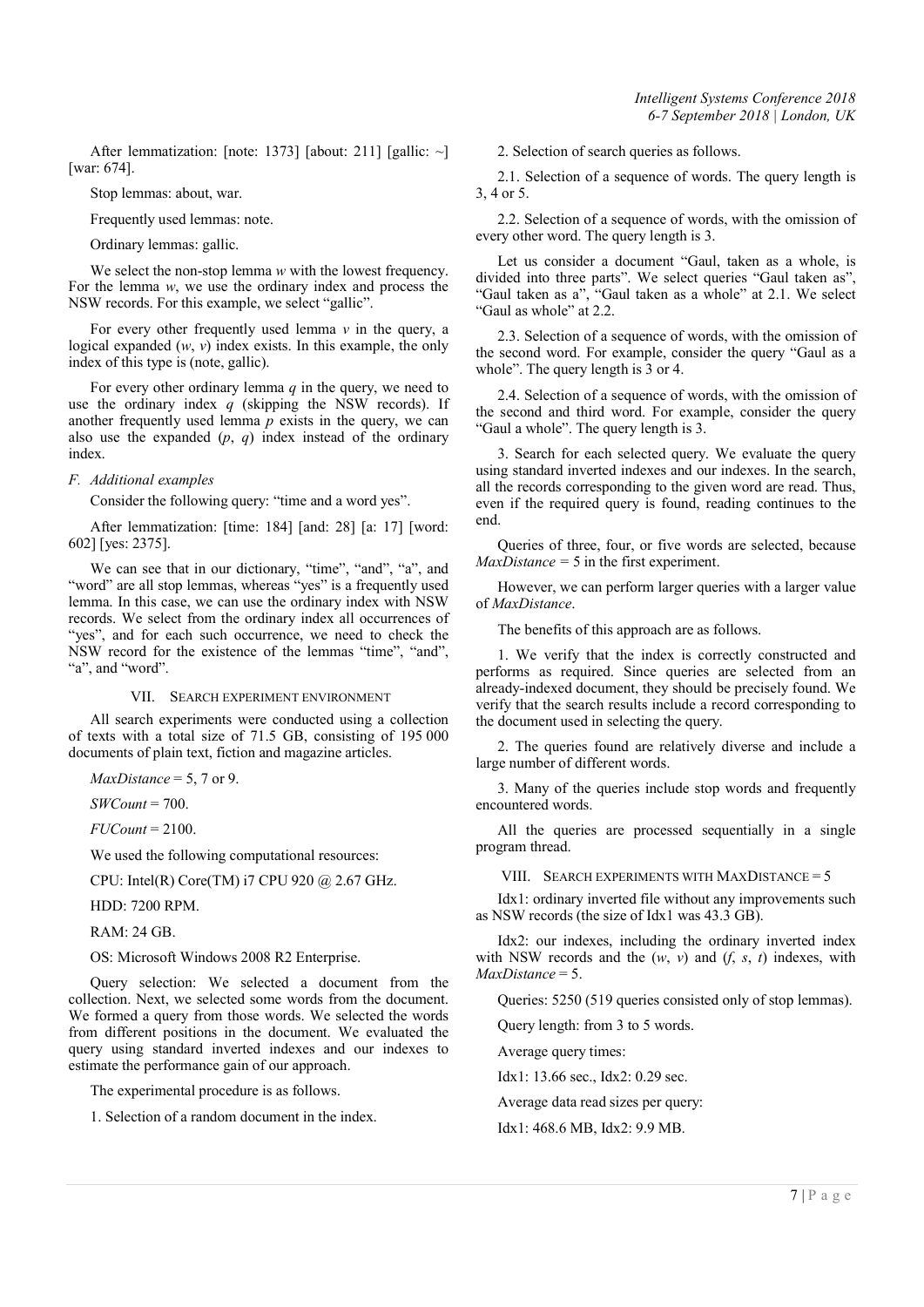After lemmatization: [note: 1373] [about: 211] [gallic: ~] [war: 674].

Stop lemmas: about, war.

Frequently used lemmas: note.

Ordinary lemmas: gallic.

We select the non-stop lemma *w* with the lowest frequency. For the lemma *w*, we use the ordinary index and process the NSW records. For this example, we select "gallic".

For every other frequently used lemma *v* in the query, a logical expanded (*w*, *v*) index exists. In this example, the only index of this type is (note, gallic).

For every other ordinary lemma *q* in the query, we need to use the ordinary index *q* (skipping the NSW records). If another frequently used lemma *p* exists in the query, we can also use the expanded (*p*, *q*) index instead of the ordinary index.

### F. Additional examples

Consider the following query: "time and a word yes".

After lemmatization: [time: 184] [and: 28] [a: 17] [word: 602] [yes: 2375].

We can see that in our dictionary, "time", "and", "a", and "word" are all stop lemmas, whereas "yes" is a frequently used lemma. In this case, we can use the ordinary index with NSW records. We select from the ordinary index all occurrences of "yes", and for each such occurrence, we need to check the NSW record for the existence of the lemmas "time", "and", "a", and "word".

## VII. Search experiment environment

All search experiments were conducted using a collection of texts with a total size of 71.5 GB, consisting of 195 000 documents of plain text, fiction and magazine articles.

*MaxDistance* = 5, 7 or 9.

*SWCount* = 700.

*FUCount* = 2100.

We used the following computational resources:

CPU: Intel(R) Core(TM) i7 CPU 920 @ 2.67 GHz.

HDD: 7200 RPM.

RAM: 24 GB.

OS: Microsoft Windows 2008 R2 Enterprise.

Query selection: We selected a document from the collection. Next, we selected some words from the document. We formed a query from those words. We selected the words from different positions in the document. We evaluated the query using standard inverted indexes and our indexes to estimate the performance gain of our approach.

The experimental procedure is as follows.

1. Selection of a random document in the index.

2. Selection of search queries as follows.

2.1. Selection of a sequence of words. The query length is 3, 4 or 5.

2.2. Selection of a sequence of words, with the omission of every other word. The query length is 3.

Let us consider a document "Gaul, taken as a whole, is divided into three parts". We select queries "Gaul taken as", "Gaul taken as a", "Gaul taken as a whole" at 2.1. We select "Gaul as whole" at 2.2.

2.3. Selection of a sequence of words, with the omission of the second word. For example, consider the query "Gaul as a whole". The query length is 3 or 4.

2.4. Selection of a sequence of words, with the omission of the second and third word. For example, consider the query "Gaul a whole". The query length is 3.

3. Search for each selected query. We evaluate the query using standard inverted indexes and our indexes. In the search, all the records corresponding to the given word are read. Thus, even if the required query is found, reading continues to the end.

Queries of three, four, or five words are selected, because *MaxDistance* = 5 in the first experiment.

However, we can perform larger queries with a larger value of *MaxDistance*.

The benefits of this approach are as follows.

1. We verify that the index is correctly constructed and performs as required. Since queries are selected from an already-indexed document, they should be precisely found. We verify that the search results include a record corresponding to the document used in selecting the query.

2. The queries found are relatively diverse and include a large number of different words.

3. Many of the queries include stop words and frequently encountered words.

All the queries are processed sequentially in a single program thread.

## VIII. Search experiments with MaxDistance = 5

Idx1: ordinary inverted file without any improvements such as NSW records (the size of Idx1 was 43.3 GB).

Idx2: our indexes, including the ordinary inverted index with NSW records and the (*w*, *v*) and (*f*, *s*, *t*) indexes, with *MaxDistance* = 5.

Queries: 5250 (519 queries consisted only of stop lemmas).

Query length: from 3 to 5 words.

Average query times:

Idx1: 13.66 sec., Idx2: 0.29 sec.

Average data read sizes per query:

Idx1: 468.6 MB, Idx2: 9.9 MB.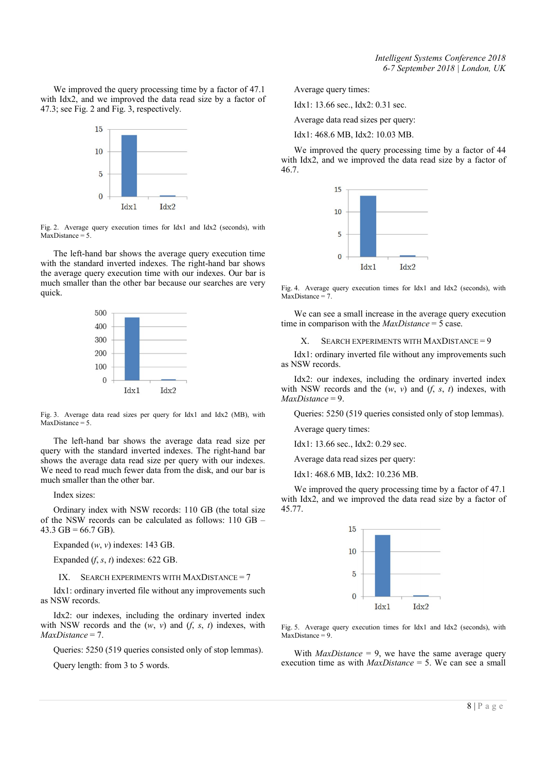We improved the query processing time by a factor of 47.1 with Idx2, and we improved the data read size by a factor of 47.3; see Fig. 2 and Fig. 3, respectively.

Fig. 2. Average query execution times for Idx1 and Idx2 (seconds), with MaxDistance = 5.

The left-hand bar shows the average query execution time with the standard inverted indexes. The right-hand bar shows the average query execution time with our indexes. Our bar is much smaller than the other bar because our searches are very quick.

Fig. 3. Average data read sizes per query for Idx1 and Idx2 (MB), with MaxDistance = 5.

The left-hand bar shows the average data read size per query with the standard inverted indexes. The right-hand bar shows the average data read size per query with our indexes. We need to read much fewer data from the disk, and our bar is much smaller than the other bar.

Index sizes:

Ordinary index with NSW records: 110 GB (the total size of the NSW records can be calculated as follows: 110 GB – 43.3 GB = 66.7 GB).

Expanded (*w*, *v*) indexes: 143 GB.

Expanded (*f*, *s*, *t*) indexes: 622 GB.

## IX. Search Experiments with MaxDistance = 7

Idx1: ordinary inverted file without any improvements such as NSW records.

Idx2: our indexes, including the ordinary inverted index with NSW records and the (*w*, *v*) and (*f*, *s*, *t*) indexes, with *MaxDistance* = 7.

Queries: 5250 (519 queries consisted only of stop lemmas).

Query length: from 3 to 5 words.

Average query times:

Idx1: 13.66 sec., Idx2: 0.31 sec.

Average data read sizes per query:

Idx1: 468.6 MB, Idx2: 10.03 MB.

We improved the query processing time by a factor of 44 with Idx2, and we improved the data read size by a factor of 46.7.

Fig. 4. Average query execution times for Idx1 and Idx2 (seconds), with MaxDistance = 7.

We can see a small increase in the average query execution time in comparison with the *MaxDistance* = 5 case.

## X. Search Experiments with MaxDistance = 9

Idx1: ordinary inverted file without any improvements such as NSW records.

Idx2: our indexes, including the ordinary inverted index with NSW records and the (*w*, *v*) and (*f*, *s*, *t*) indexes, with *MaxDistance* = 9.

Queries: 5250 (519 queries consisted only of stop lemmas).

Average query times:

Idx1: 13.66 sec., Idx2: 0.29 sec.

Average data read sizes per query:

Idx1: 468.6 MB, Idx2: 10.236 MB.

We improved the query processing time by a factor of 47.1 with Idx2, and we improved the data read size by a factor of 45.77.

Fig. 5. Average query execution times for Idx1 and Idx2 (seconds), with MaxDistance = 9.

With *MaxDistance* = 9, we have the same average query execution time as with *MaxDistance* = 5. We can see a small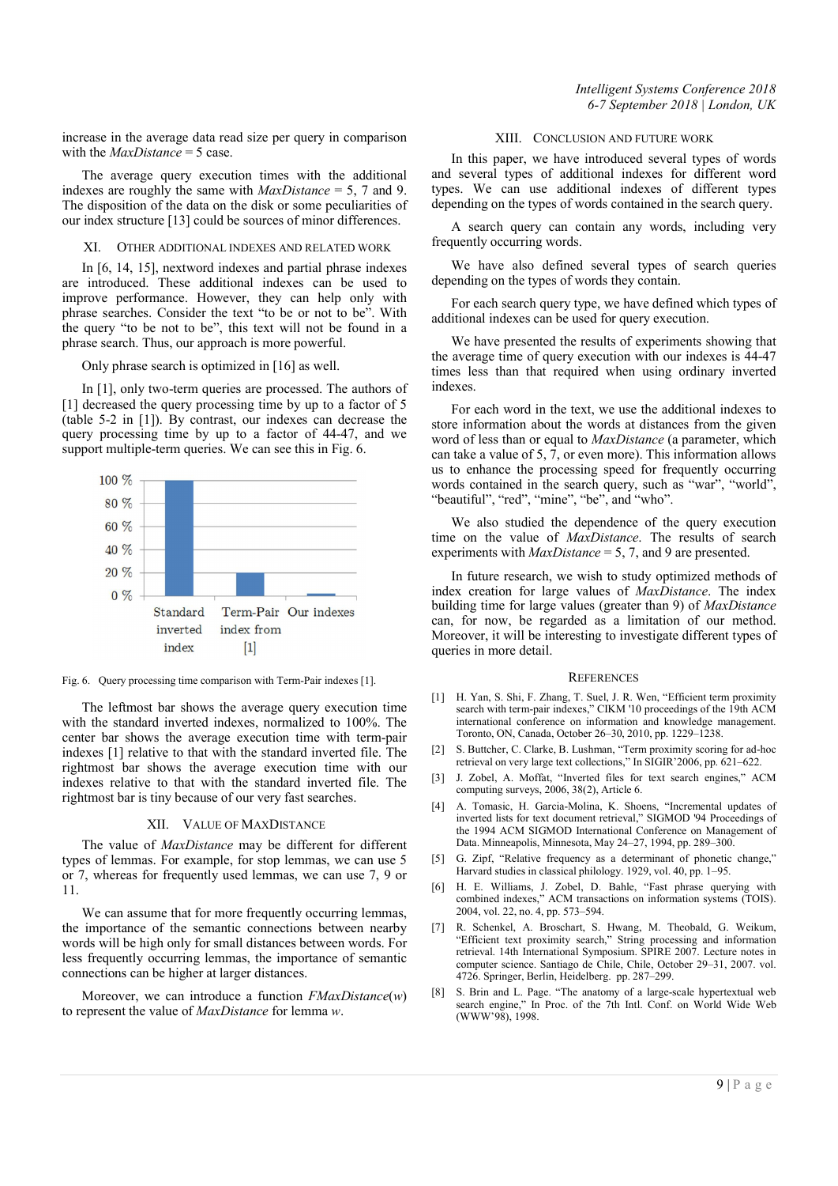increase in the average data read size per query in comparison with the *MaxDistance* = 5 case.

The average query execution times with the additional indexes are roughly the same with *MaxDistance* = 5, 7 and 9. The disposition of the data on the disk or some peculiarities of our index structure [13] could be sources of minor differences.

## XI. Other Additional Indexes and Related Work

In [6, 14, 15], nextword indexes and partial phrase indexes are introduced. These additional indexes can be used to improve performance. However, they can help only with phrase searches. Consider the text "to be or not to be". With the query "to be not to be", this text will not be found in a phrase search. Thus, our approach is more powerful.

Only phrase search is optimized in [16] as well.

In [1], only two-term queries are processed. The authors of [1] decreased the query processing time by up to a factor of 5 (table 5-2 in [1]). By contrast, our indexes can decrease the query processing time by up to a factor of 44-47, and we support multiple-term queries. We can see this in Fig. 6.

| | Standard inverted index | Term-Pair index from [1] | Our indexes |
|---|---|---|---|
| Query processing time | 100 % | ~20 % | ~2 % |

Fig. 6. Query processing time comparison with Term-Pair indexes [1].

The leftmost bar shows the average query execution time with the standard inverted indexes, normalized to 100%. The center bar shows the average execution time with term-pair indexes [1] relative to that with the standard inverted file. The rightmost bar shows the average execution time with our indexes relative to that with the standard inverted file. The rightmost bar is tiny because of our very fast searches.

## XII. Value of MaxDistance

The value of *MaxDistance* may be different for different types of lemmas. For example, for stop lemmas, we can use 5 or 7, whereas for frequently used lemmas, we can use 7, 9 or 11.

We can assume that for more frequently occurring lemmas, the importance of the semantic connections between nearby words will be high only for small distances between words. For less frequently occurring lemmas, the importance of semantic connections can be higher at larger distances.

Moreover, we can introduce a function *FMaxDistance*($w$) to represent the value of *MaxDistance* for lemma $w$.

## XIII. Conclusion and Future Work

In this paper, we have introduced several types of words and several types of additional indexes for different word types. We can use additional indexes of different types depending on the types of words contained in the search query.

A search query can contain any words, including very frequently occurring words.

We have also defined several types of search queries depending on the types of words they contain.

For each search query type, we have defined which types of additional indexes can be used for query execution.

We have presented the results of experiments showing that the average time of query execution with our indexes is 44-47 times less than that required when using ordinary inverted indexes.

For each word in the text, we use the additional indexes to store information about the words at distances from the given word of less than or equal to *MaxDistance* (a parameter, which can take a value of 5, 7, or even more). This information allows us to enhance the processing speed for frequently occurring words contained in the search query, such as "war", "world", "beautiful", "red", "mine", "be", and "who".

We also studied the dependence of the query execution time on the value of *MaxDistance*. The results of search experiments with *MaxDistance* = 5, 7, and 9 are presented.

In future research, we wish to study optimized methods of index creation for large values of *MaxDistance*. The index building time for large values (greater than 9) of *MaxDistance* can, for now, be regarded as a limitation of our method. Moreover, it will be interesting to investigate different types of queries in more detail.

## References

[1] H. Yan, S. Shi, F. Zhang, T. Suel, J. R. Wen, "Efficient term proximity search with term-pair indexes," CIKM '10 proceedings of the 19th ACM international conference on information and knowledge management. Toronto, ON, Canada, October 26–30, 2010, pp. 1229–1238.

[2] S. Buttcher, C. Clarke, B. Lushman, "Term proximity scoring for ad-hoc retrieval on very large text collections," In SIGIR'2006, pp. 621–622.

[3] J. Zobel, A. Moffat, "Inverted files for text search engines," ACM computing surveys, 2006, 38(2), Article 6.

[4] A. Tomasic, H. Garcia-Molina, K. Shoens, "Incremental updates of inverted lists for text document retrieval," SIGMOD '94 Proceedings of the 1994 ACM SIGMOD International Conference on Management of Data. Minneapolis, Minnesota, May 24–27, 1994, pp. 289–300.

[5] G. Zipf, "Relative frequency as a determinant of phonetic change," Harvard studies in classical philology. 1929, vol. 40, pp. 1–95.

[6] H. E. Williams, J. Zobel, D. Bahle, "Fast phrase querying with combined indexes," ACM transactions on information systems (TOIS). 2004, vol. 22, no. 4, pp. 573–594.

[7] R. Schenkel, A. Broschart, S. Hwang, M. Theobald, G. Weikum, "Efficient text proximity search," String processing and information retrieval. 14th International Symposium. SPIRE 2007. Lecture notes in computer science. Santiago de Chile, Chile, October 29–31, 2007. vol. 4726. Springer, Berlin, Heidelberg. pp. 287–299.

[8] S. Brin and L. Page. "The anatomy of a large-scale hypertextual web search engine," In Proc. of the 7th Intl. Conf. on World Wide Web (WWW'98), 1998.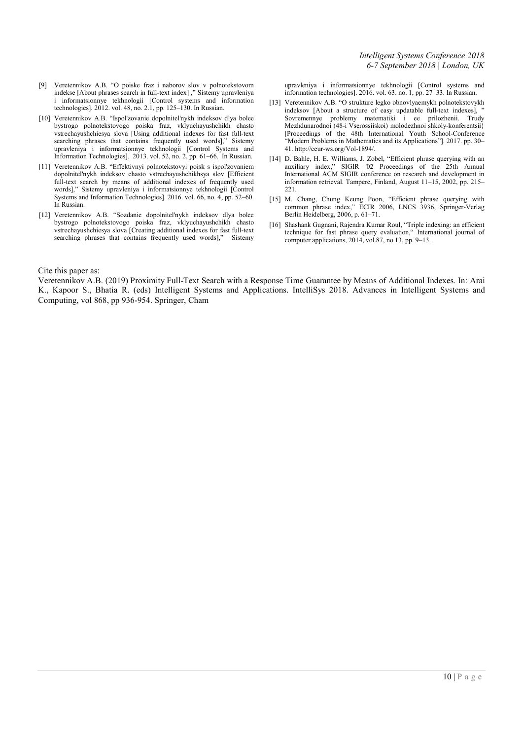[9] Veretennikov A.B. "O poiske fraz i naborov slov v polnotekstovom indekse [About phrases search in full-text index] ," Sistemy upravleniya i informatsionnye tekhnologii [Control systems and information technologies]. 2012. vol. 48, no. 2.1, pp. 125–130. In Russian.

[10] Veretennikov A.B. "Ispol'zovanie dopolnitel'nykh indeksov dlya bolee bystrogo polnotekstovogo poiska fraz, vklyuchayushchikh chasto vstrechayushchiesya slova [Using additional indexes for fast full-text searching phrases that contains frequently used words]," Sistemy upravleniya i informatsionnye tekhnologii [Control Systems and Information Technologies]. 2013. vol. 52, no. 2, pp. 61–66. In Russian.

[11] Veretennikov A.B. "Effektivnyi polnotekstovyi poisk s ispol'zovaniem dopolnitel'nykh indeksov chasto vstrechayushchikhsya slov [Efficient full-text search by means of additional indexes of frequently used words]," Sistemy upravleniya i informatsionnye tekhnologii [Control Systems and Information Technologies]. 2016. vol. 66, no. 4, pp. 52–60. In Russian.

[12] Veretennikov A.B. "Sozdanie dopolnitel'nykh indeksov dlya bolee bystrogo polnotekstovogo poiska fraz, vklyuchayushchikh chasto vstrechayushchiesya slova [Creating additional indexes for fast full-text searching phrases that contains frequently used words]," Sistemy upravleniya i informatsionnye tekhnologii [Control systems and information technologies]. 2016. vol. 63. no. 1, pp. 27–33. In Russian.

[13] Veretennikov A.B. "O strukture legko obnovlyaemykh polnotekstovykh indeksov [About a structure of easy updatable full-text indexes], " Sovremennye problemy matematiki i ee prilozhenii. Trudy Mezhdunarodnoi (48-i Vserossiiskoi) molodezhnoi shkoly-konferentsii} [Proceedings of the 48th International Youth School-Conference "Modern Problems in Mathematics and its Applications"]. 2017. pp. 30–41. http://ceur-ws.org/Vol-1894/.

[14] D. Bahle, H. E. Williams, J. Zobel, "Efficient phrase querying with an auxiliary index," SIGIR '02 Proceedings of the 25th Annual International ACM SIGIR conference on research and development in information retrieval. Tampere, Finland, August 11–15, 2002, pp. 215–221.

[15] M. Chang, Chung Keung Poon, "Efficient phrase querying with common phrase index," ECIR 2006, LNCS 3936, Springer-Verlag Berlin Heidelberg, 2006, p. 61–71.

[16] Shashank Gugnani, Rajendra Kumar Roul, "Triple indexing: an efficient technique for fast phrase query evaluation," International journal of computer applications, 2014, vol.87, no 13, pp. 9–13.

Cite this paper as:

Veretennikov A.B. (2019) Proximity Full-Text Search with a Response Time Guarantee by Means of Additional Indexes. In: Arai K., Kapoor S., Bhatia R. (eds) Intelligent Systems and Applications. IntelliSys 2018. Advances in Intelligent Systems and Computing, vol 868, pp 936-954. Springer, Cham